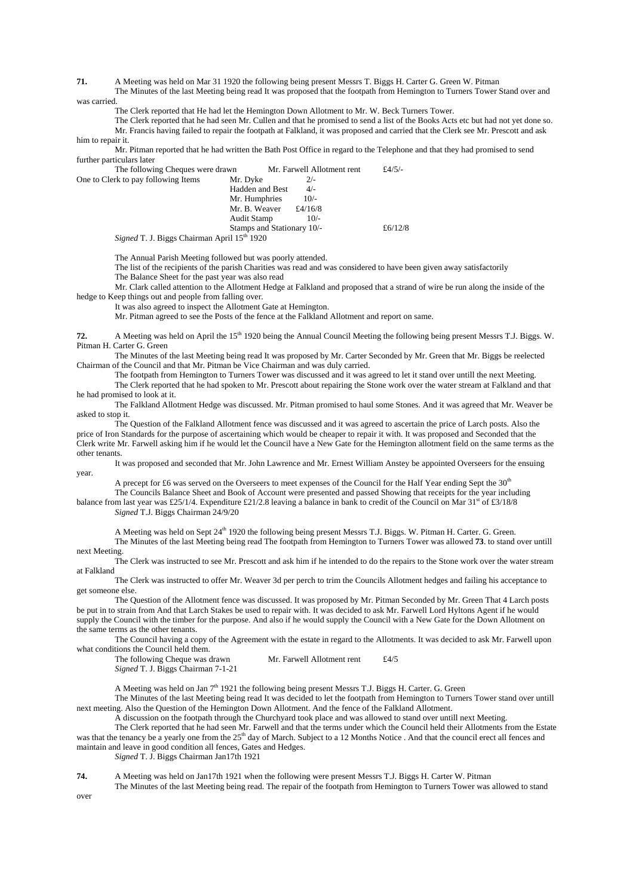**71.** A Meeting was held on Mar 31 1920 the following being present Messrs T. Biggs H. Carter G. Green W. Pitman

The Minutes of the last Meeting being read It was proposed that the footpath from Hemington to Turners Tower Stand over and was carried.

The Clerk reported that He had let the Hemington Down Allotment to Mr. W. Beck Turners Tower.

The Clerk reported that he had seen Mr. Cullen and that he promised to send a list of the Books Acts etc but had not yet done so.

Mr. Francis having failed to repair the footpath at Falkland, it was proposed and carried that the Clerk see Mr. Prescott and ask him to repair it.

Mr. Pitman reported that he had written the Bath Post Office in regard to the Telephone and that they had promised to send further particulars later

| The following Cheques were drawn | Mr. Farwell Allotment rent | | £4/5/- |
|---|---|---|---|
| One to Clerk to pay following Items | Mr. Dyke | 2/- | |
| | Hadden and Best | 4/- | |
| | Mr. Humphries | 10/- | |
| | Mr. B. Weaver | £4/16/8 | |
| | Audit Stamp | 10/- | |
| | Stamps and Stationary | 10/- | £6/12/8 |

*Signed* T. J. Biggs Chairman April 15th 1920

The Annual Parish Meeting followed but was poorly attended.

The list of the recipients of the parish Charities was read and was considered to have been given away satisfactorily

The Balance Sheet for the past year was also read

Mr. Clark called attention to the Allotment Hedge at Falkland and proposed that a strand of wire be run along the inside of the hedge to Keep things out and people from falling over.

It was also agreed to inspect the Allotment Gate at Hemington.

Mr. Pitman agreed to see the Posts of the fence at the Falkland Allotment and report on same.

**72.** A Meeting was held on April the 15th 1920 being the Annual Council Meeting the following being present Messrs T.J. Biggs. W. Pitman H. Carter G. Green

The Minutes of the last Meeting being read It was proposed by Mr. Carter Seconded by Mr. Green that Mr. Biggs be reelected Chairman of the Council and that Mr. Pitman be Vice Chairman and was duly carried.

The footpath from Hemington to Turners Tower was discussed and it was agreed to let it stand over untill the next Meeting.

The Clerk reported that he had spoken to Mr. Prescott about repairing the Stone work over the water stream at Falkland and that he had promised to look at it.

The Falkland Allotment Hedge was discussed. Mr. Pitman promised to haul some Stones. And it was agreed that Mr. Weaver be asked to stop it.

The Question of the Falkland Allotment fence was discussed and it was agreed to ascertain the price of Larch posts. Also the price of Iron Standards for the purpose of ascertaining which would be cheaper to repair it with. It was proposed and Seconded that the Clerk write Mr. Farwell asking him if he would let the Council have a New Gate for the Hemington allotment field on the same terms as the other tenants.

It was proposed and seconded that Mr. John Lawrence and Mr. Ernest William Anstey be appointed Overseers for the ensuing year.

A precept for £6 was served on the Overseers to meet expenses of the Council for the Half Year ending Sept the 30th

The Councils Balance Sheet and Book of Account were presented and passed Showing that receipts for the year including balance from last year was £25/1/4. Expenditure £21/2.8 leaving a balance in bank to credit of the Council on Mar 31st of £3/18/8

*Signed* T.J. Biggs Chairman 24/9/20

A Meeting was held on Sept 24th 1920 the following being present Messrs T.J. Biggs. W. Pitman H. Carter. G. Green.

The Minutes of the last Meeting being read The footpath from Hemington to Turners Tower was allowed **73**. to stand over untill next Meeting.

The Clerk was instructed to see Mr. Prescott and ask him if he intended to do the repairs to the Stone work over the water stream at Falkland

The Clerk was instructed to offer Mr. Weaver 3d per perch to trim the Councils Allotment hedges and failing his acceptance to get someone else.

The Question of the Allotment fence was discussed. It was proposed by Mr. Pitman Seconded by Mr. Green That 4 Larch posts be put in to strain from And that Larch Stakes be used to repair with. It was decided to ask Mr. Farwell Lord Hyltons Agent if he would supply the Council with the timber for the purpose. And also if he would supply the Council with a New Gate for the Down Allotment on the same terms as the other tenants.

The Council having a copy of the Agreement with the estate in regard to the Allotments. It was decided to ask Mr. Farwell upon what conditions the Council held them.

The following Cheque was drawn Mr. Farwell Allotment rent £4/5

*Signed* T. J. Biggs Chairman 7-1-21

A Meeting was held on Jan 7th 1921 the following being present Messrs T.J. Biggs H. Carter. G. Green

The Minutes of the last Meeting being read It was decided to let the footpath from Hemington to Turners Tower stand over untill next meeting. Also the Question of the Hemington Down Allotment. And the fence of the Falkland Allotment.

A discussion on the footpath through the Churchyard took place and was allowed to stand over untill next Meeting.

The Clerk reported that he had seen Mr. Farwell and that the terms under which the Council held their Allotments from the Estate was that the tenancy be a yearly one from the 25th day of March. Subject to a 12 Months Notice . And that the council erect all fences and maintain and leave in good condition all fences, Gates and Hedges.

*Signed* T. J. Biggs Chairman Jan17th 1921

**74.** A Meeting was held on Jan17th 1921 when the following were present Messrs T.J. Biggs H. Carter W. Pitman

The Minutes of the last Meeting being read. The repair of the footpath from Hemington to Turners Tower was allowed to stand over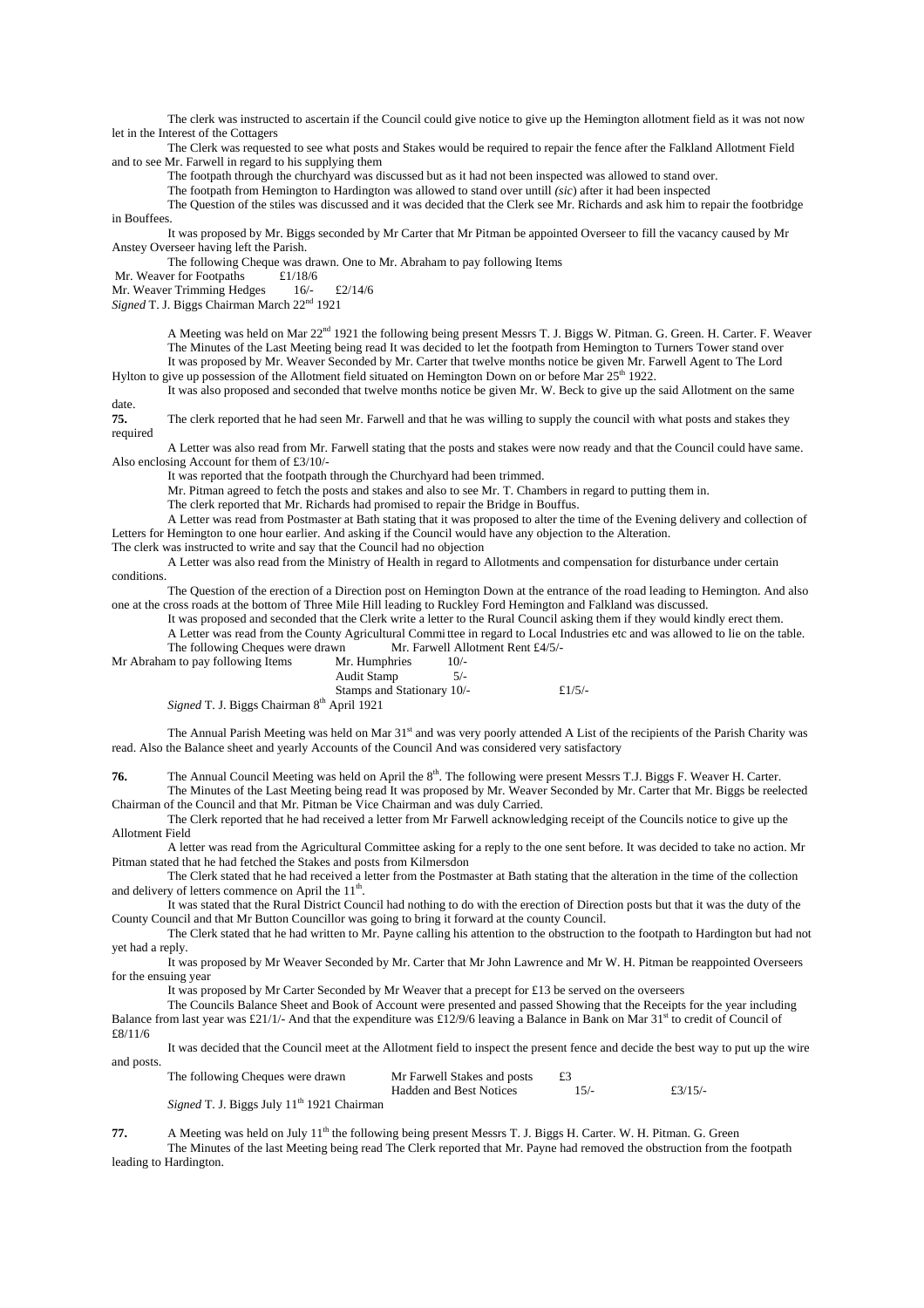The clerk was instructed to ascertain if the Council could give notice to give up the Hemington allotment field as it was not now let in the Interest of the Cottagers

The Clerk was requested to see what posts and Stakes would be required to repair the fence after the Falkland Allotment Field and to see Mr. Farwell in regard to his supplying them

The footpath through the churchyard was discussed but as it had not been inspected was allowed to stand over.

The footpath from Hemington to Hardington was allowed to stand over untill *(sic)* after it had been inspected

The Question of the stiles was discussed and it was decided that the Clerk see Mr. Richards and ask him to repair the footbridge in Bouffees.

It was proposed by Mr. Biggs seconded by Mr Carter that Mr Pitman be appointed Overseer to fill the vacancy caused by Mr Anstey Overseer having left the Parish.

The following Cheque was drawn. One to Mr. Abraham to pay following Items

Mr. Weaver for Footpaths £1/18/6
Mr. Weaver Trimming Hedges 16/- £2/14/6

*Signed* T. J. Biggs Chairman March 22nd 1921

A Meeting was held on Mar 22nd 1921 the following being present Messrs T. J. Biggs W. Pitman. G. Green. H. Carter. F. Weaver

The Minutes of the Last Meeting being read It was decided to let the footpath from Hemington to Turners Tower stand over

It was proposed by Mr. Weaver Seconded by Mr. Carter that twelve months notice be given Mr. Farwell Agent to The Lord Hylton to give up possession of the Allotment field situated on Hemington Down on or before Mar 25th 1922.

It was also proposed and seconded that twelve months notice be given Mr. W. Beck to give up the said Allotment on the same date.

**75.** The clerk reported that he had seen Mr. Farwell and that he was willing to supply the council with what posts and stakes they required

A Letter was also read from Mr. Farwell stating that the posts and stakes were now ready and that the Council could have same. Also enclosing Account for them of £3/10/-

It was reported that the footpath through the Churchyard had been trimmed.

Mr. Pitman agreed to fetch the posts and stakes and also to see Mr. T. Chambers in regard to putting them in.

The clerk reported that Mr. Richards had promised to repair the Bridge in Bouffus.

A Letter was read from Postmaster at Bath stating that it was proposed to alter the time of the Evening delivery and collection of Letters for Hemington to one hour earlier. And asking if the Council would have any objection to the Alteration.

The clerk was instructed to write and say that the Council had no objection

A Letter was also read from the Ministry of Health in regard to Allotments and compensation for disturbance under certain conditions.

The Question of the erection of a Direction post on Hemington Down at the entrance of the road leading to Hemington. And also one at the cross roads at the bottom of Three Mile Hill leading to Ruckley Ford Hemington and Falkland was discussed.

It was proposed and seconded that the Clerk write a letter to the Rural Council asking them if they would kindly erect them.

A Letter was read from the County Agricultural Committee in regard to Local Industries etc and was allowed to lie on the table.

The following Cheques were drawn Mr. Farwell Allotment Rent £4/5/-

Mr Abraham to pay following Items
Mr. Humphries 10/-
Audit Stamp 5/-
Stamps and Stationary 10/- £1/5/-

*Signed* T. J. Biggs Chairman 8th April 1921

The Annual Parish Meeting was held on Mar 31st and was very poorly attended A List of the recipients of the Parish Charity was read. Also the Balance sheet and yearly Accounts of the Council And was considered very satisfactory

**76.** The Annual Council Meeting was held on April the 8th. The following were present Messrs T.J. Biggs F. Weaver H. Carter.

The Minutes of the Last Meeting being read It was proposed by Mr. Weaver Seconded by Mr. Carter that Mr. Biggs be reelected Chairman of the Council and that Mr. Pitman be Vice Chairman and was duly Carried.

The Clerk reported that he had received a letter from Mr Farwell acknowledging receipt of the Councils notice to give up the Allotment Field

A letter was read from the Agricultural Committee asking for a reply to the one sent before. It was decided to take no action. Mr Pitman stated that he had fetched the Stakes and posts from Kilmersdon

The Clerk stated that he had received a letter from the Postmaster at Bath stating that the alteration in the time of the collection and delivery of letters commence on April the 11th.

It was stated that the Rural District Council had nothing to do with the erection of Direction posts but that it was the duty of the County Council and that Mr Button Councillor was going to bring it forward at the county Council.

The Clerk stated that he had written to Mr. Payne calling his attention to the obstruction to the footpath to Hardington but had not yet had a reply.

It was proposed by Mr Weaver Seconded by Mr. Carter that Mr John Lawrence and Mr W. H. Pitman be reappointed Overseers for the ensuing year

It was proposed by Mr Carter Seconded by Mr Weaver that a precept for £13 be served on the overseers

The Councils Balance Sheet and Book of Account were presented and passed Showing that the Receipts for the year including Balance from last year was £21/1/- And that the expenditure was £12/9/6 leaving a Balance in Bank on Mar 31st to credit of Council of £8/11/6

It was decided that the Council meet at the Allotment field to inspect the present fence and decide the best way to put up the wire and posts.

The following Cheques were drawn
Mr Farwell Stakes and posts £3
Hadden and Best Notices 15/- £3/15/-

*Signed* T. J. Biggs July 11th 1921 Chairman

**77.** A Meeting was held on July 11th the following being present Messrs T. J. Biggs H. Carter. W. H. Pitman. G. Green

The Minutes of the last Meeting being read The Clerk reported that Mr. Payne had removed the obstruction from the footpath leading to Hardington.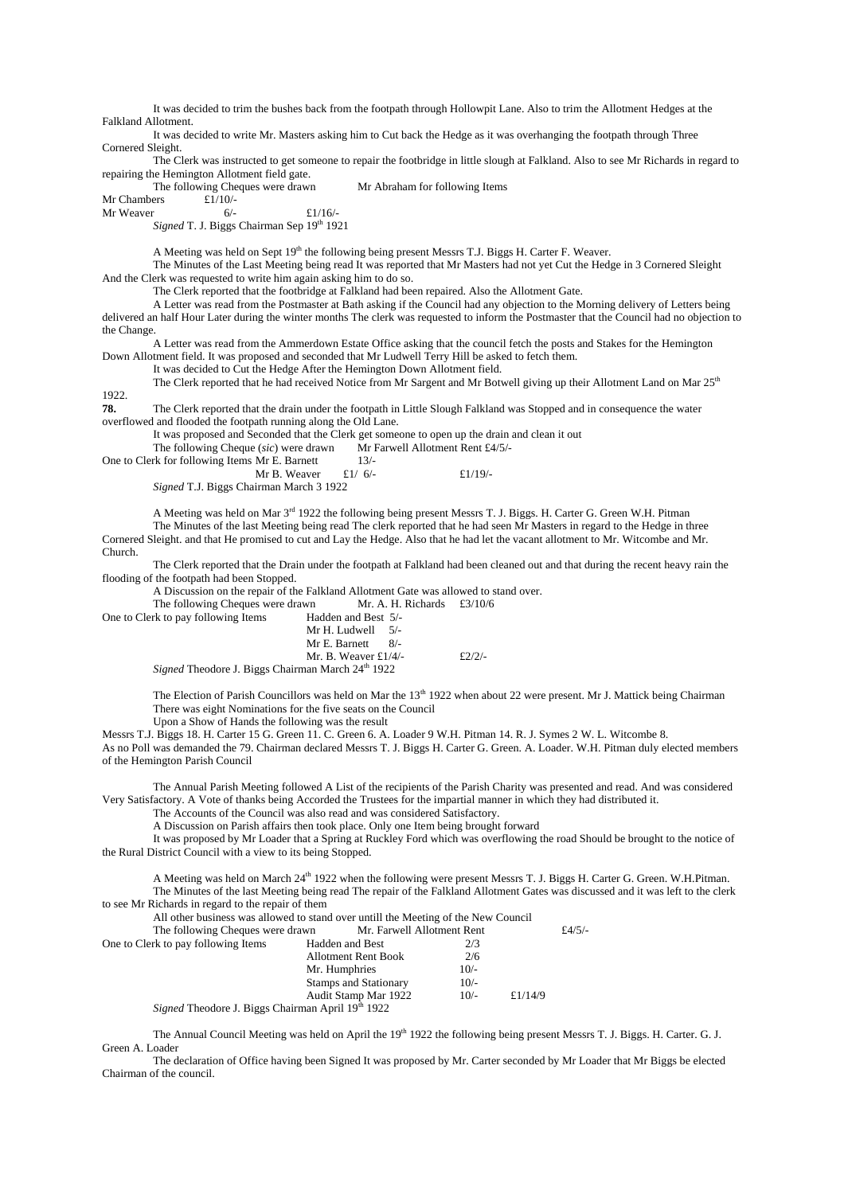It was decided to trim the bushes back from the footpath through Hollowpit Lane. Also to trim the Allotment Hedges at the Falkland Allotment.

It was decided to write Mr. Masters asking him to Cut back the Hedge as it was overhanging the footpath through Three Cornered Sleight.

The Clerk was instructed to get someone to repair the footbridge in little slough at Falkland. Also to see Mr Richards in regard to repairing the Hemington Allotment field gate.

The following Cheques were drawn Mr Abraham for following Items

Mr Chambers £1/10/-
Mr Weaver 6/- £1/16/-

*Signed* T. J. Biggs Chairman Sep 19th 1921

A Meeting was held on Sept 19th the following being present Messrs T.J. Biggs H. Carter F. Weaver.

The Minutes of the Last Meeting being read It was reported that Mr Masters had not yet Cut the Hedge in 3 Cornered Sleight And the Clerk was requested to write him again asking him to do so.

The Clerk reported that the footbridge at Falkland had been repaired. Also the Allotment Gate.

A Letter was read from the Postmaster at Bath asking if the Council had any objection to the Morning delivery of Letters being delivered an half Hour Later during the winter months The clerk was requested to inform the Postmaster that the Council had no objection to the Change.

A Letter was read from the Ammerdown Estate Office asking that the council fetch the posts and Stakes for the Hemington Down Allotment field. It was proposed and seconded that Mr Ludwell Terry Hill be asked to fetch them.

It was decided to Cut the Hedge After the Hemington Down Allotment field.

The Clerk reported that he had received Notice from Mr Sargent and Mr Botwell giving up their Allotment Land on Mar 25th 1922.

**78.** The Clerk reported that the drain under the footpath in Little Slough Falkland was Stopped and in consequence the water overflowed and flooded the footpath running along the Old Lane.

It was proposed and Seconded that the Clerk get someone to open up the drain and clean it out

The following Cheque (*sic*) were drawn Mr Farwell Allotment Rent £4/5/-

One to Clerk for following Items Mr E. Barnett 13/-
Mr B. Weaver £1/ 6/- £1/19/-

*Signed* T.J. Biggs Chairman March 3 1922

A Meeting was held on Mar 3rd 1922 the following being present Messrs T. J. Biggs. H. Carter G. Green W.H. Pitman

The Minutes of the last Meeting being read The clerk reported that he had seen Mr Masters in regard to the Hedge in three Cornered Sleight. and that He promised to cut and Lay the Hedge. Also that he had let the vacant allotment to Mr. Witcombe and Mr. Church.

The Clerk reported that the Drain under the footpath at Falkland had been cleaned out and that during the recent heavy rain the flooding of the footpath had been Stopped.

A Discussion on the repair of the Falkland Allotment Gate was allowed to stand over.

The following Cheques were drawn Mr. A. H. Richards £3/10/6

One to Clerk to pay following Items Hadden and Best 5/-
Mr H. Ludwell 5/-
Mr E. Barnett 8/-
Mr. B. Weaver £1/4/- £2/2/-

*Signed* Theodore J. Biggs Chairman March 24th 1922

The Election of Parish Councillors was held on Mar the 13th 1922 when about 22 were present. Mr J. Mattick being Chairman

There was eight Nominations for the five seats on the Council

Upon a Show of Hands the following was the result

Messrs T.J. Biggs 18. H. Carter 15 G. Green 11. C. Green 6. A. Loader 9 W.H. Pitman 14. R. J. Symes 2 W. L. Witcombe 8.

As no Poll was demanded the 79. Chairman declared Messrs T. J. Biggs H. Carter G. Green. A. Loader. W.H. Pitman duly elected members of the Hemington Parish Council

The Annual Parish Meeting followed A List of the recipients of the Parish Charity was presented and read. And was considered Very Satisfactory. A Vote of thanks being Accorded the Trustees for the impartial manner in which they had distributed it.

The Accounts of the Council was also read and was considered Satisfactory.

A Discussion on Parish affairs then took place. Only one Item being brought forward

It was proposed by Mr Loader that a Spring at Ruckley Ford which was overflowing the road Should be brought to the notice of the Rural District Council with a view to its being Stopped.

A Meeting was held on March 24th 1922 when the following were present Messrs T. J. Biggs H. Carter G. Green. W.H.Pitman.

The Minutes of the last Meeting being read The repair of the Falkland Allotment Gates was discussed and it was left to the clerk to see Mr Richards in regard to the repair of them

All other business was allowed to stand over untill the Meeting of the New Council

The following Cheques were drawn Mr. Farwell Allotment Rent £4/5/-

One to Clerk to pay following Items Hadden and Best 2/3
Allotment Rent Book 2/6
Mr. Humphries 10/-
Stamps and Stationary 10/-
Audit Stamp Mar 1922 10/- £1/14/9

*Signed* Theodore J. Biggs Chairman April 19th 1922

The Annual Council Meeting was held on April the 19th 1922 the following being present Messrs T. J. Biggs. H. Carter. G. J. Green A. Loader

The declaration of Office having been Signed It was proposed by Mr. Carter seconded by Mr Loader that Mr Biggs be elected Chairman of the council.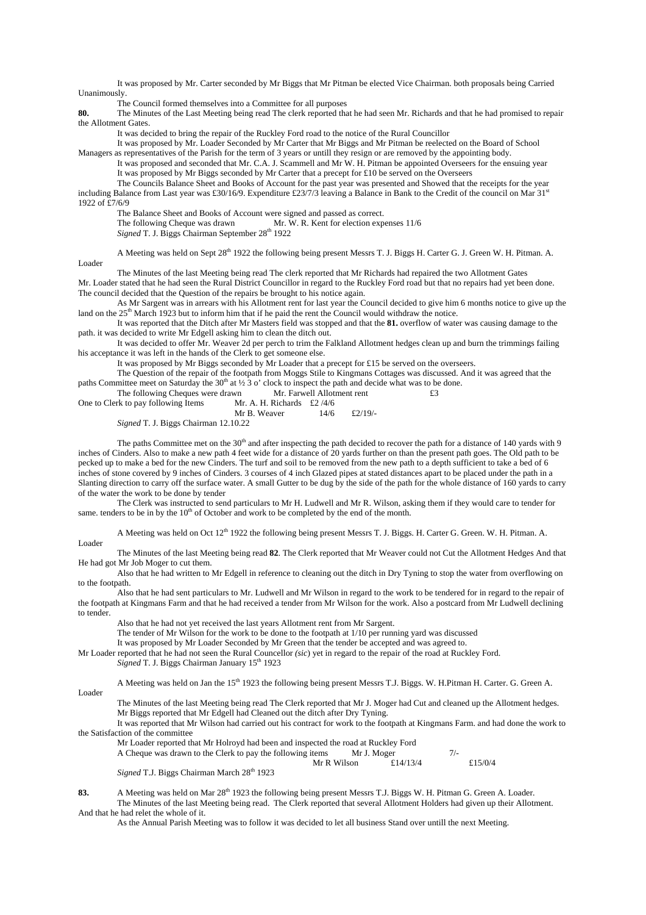It was proposed by Mr. Carter seconded by Mr Biggs that Mr Pitman be elected Vice Chairman. both proposals being Carried Unanimously.

The Council formed themselves into a Committee for all purposes

**80.** The Minutes of the Last Meeting being read The clerk reported that he had seen Mr. Richards and that he had promised to repair the Allotment Gates.

It was decided to bring the repair of the Ruckley Ford road to the notice of the Rural Councillor

It was proposed by Mr. Loader Seconded by Mr Carter that Mr Biggs and Mr Pitman be reelected on the Board of School Managers as representatives of the Parish for the term of 3 years or untill they resign or are removed by the appointing body.

It was proposed and seconded that Mr. C.A. J. Scammell and Mr W. H. Pitman be appointed Overseers for the ensuing year

It was proposed by Mr Biggs seconded by Mr Carter that a precept for £10 be served on the Overseers

The Councils Balance Sheet and Books of Account for the past year was presented and Showed that the receipts for the year including Balance from Last year was £30/16/9. Expenditure £23/7/3 leaving a Balance in Bank to the Credit of the council on Mar 31st 1922 of £7/6/9

The Balance Sheet and Books of Account were signed and passed as correct.

The following Cheque was drawn Mr. W. R. Kent for election expenses 11/6

*Signed* T. J. Biggs Chairman September 28th 1922

A Meeting was held on Sept 28th 1922 the following being present Messrs T. J. Biggs H. Carter G. J. Green W. H. Pitman. A. Loader

The Minutes of the last Meeting being read The clerk reported that Mr Richards had repaired the two Allotment Gates

Mr. Loader stated that he had seen the Rural District Councillor in regard to the Ruckley Ford road but that no repairs had yet been done. The council decided that the Question of the repairs be brought to his notice again.

As Mr Sargent was in arrears with his Allotment rent for last year the Council decided to give him 6 months notice to give up the land on the 25th March 1923 but to inform him that if he paid the rent the Council would withdraw the notice.

It was reported that the Ditch after Mr Masters field was stopped and that the **81.** overflow of water was causing damage to the path. it was decided to write Mr Edgell asking him to clean the ditch out.

It was decided to offer Mr. Weaver 2d per perch to trim the Falkland Allotment hedges clean up and burn the trimmings failing his acceptance it was left in the hands of the Clerk to get someone else.

It was proposed by Mr Biggs seconded by Mr Loader that a precept for £15 be served on the overseers.

The Question of the repair of the footpath from Moggs Stile to Kingmans Cottages was discussed. And it was agreed that the paths Committee meet on Saturday the 30th at ½ 3 o' clock to inspect the path and decide what was to be done.

The following Cheques were drawn Mr. Farwell Allotment rent £3

One to Clerk to pay following Items Mr. A. H. Richards £2 /4/6
Mr B. Weaver 14/6 £2/19/-

*Signed* T. J. Biggs Chairman 12.10.22

The paths Committee met on the 30th and after inspecting the path decided to recover the path for a distance of 140 yards with 9 inches of Cinders. Also to make a new path 4 feet wide for a distance of 20 yards further on than the present path goes. The Old path to be pecked up to make a bed for the new Cinders. The turf and soil to be removed from the new path to a depth sufficient to take a bed of 6 inches of stone covered by 9 inches of Cinders. 3 courses of 4 inch Glazed pipes at stated distances apart to be placed under the path in a Slanting direction to carry off the surface water. A small Gutter to be dug by the side of the path for the whole distance of 160 yards to carry of the water the work to be done by tender

The Clerk was instructed to send particulars to Mr H. Ludwell and Mr R. Wilson, asking them if they would care to tender for same. tenders to be in by the 10th of October and work to be completed by the end of the month.

A Meeting was held on Oct 12th 1922 the following being present Messrs T. J. Biggs. H. Carter G. Green. W. H. Pitman. A. Loader

The Minutes of the last Meeting being read **82**. The Clerk reported that Mr Weaver could not Cut the Allotment Hedges And that He had got Mr Job Moger to cut them.

Also that he had written to Mr Edgell in reference to cleaning out the ditch in Dry Tyning to stop the water from overflowing on to the footpath.

Also that he had sent particulars to Mr. Ludwell and Mr Wilson in regard to the work to be tendered for in regard to the repair of the footpath at Kingmans Farm and that he had received a tender from Mr Wilson for the work. Also a postcard from Mr Ludwell declining to tender.

Also that he had not yet received the last years Allotment rent from Mr Sargent.

The tender of Mr Wilson for the work to be done to the footpath at 1/10 per running yard was discussed

It was proposed by Mr Loader Seconded by Mr Green that the tender be accepted and was agreed to.

Mr Loader reported that he had not seen the Rural Councellor *(sic)* yet in regard to the repair of the road at Ruckley Ford.

*Signed* T. J. Biggs Chairman January 15th 1923

A Meeting was held on Jan the 15th 1923 the following being present Messrs T.J. Biggs. W. H.Pitman H. Carter. G. Green A. Loader

The Minutes of the last Meeting being read The Clerk reported that Mr J. Moger had Cut and cleaned up the Allotment hedges.

Mr Biggs reported that Mr Edgell had Cleaned out the ditch after Dry Tyning.

It was reported that Mr Wilson had carried out his contract for work to the footpath at Kingmans Farm. and had done the work to the Satisfaction of the committee

Mr Loader reported that Mr Holroyd had been and inspected the road at Ruckley Ford

A Cheque was drawn to the Clerk to pay the following items Mr J. Moger 7/-
Mr R Wilson £14/13/4 £15/0/4

*Signed* T.J. Biggs Chairman March 28th 1923

**83.** A Meeting was held on Mar 28th 1923 the following being present Messrs T.J. Biggs W. H. Pitman G. Green A. Loader.

The Minutes of the last Meeting being read. The Clerk reported that several Allotment Holders had given up their Allotment. And that he had relet the whole of it.

As the Annual Parish Meeting was to follow it was decided to let all business Stand over untill the next Meeting.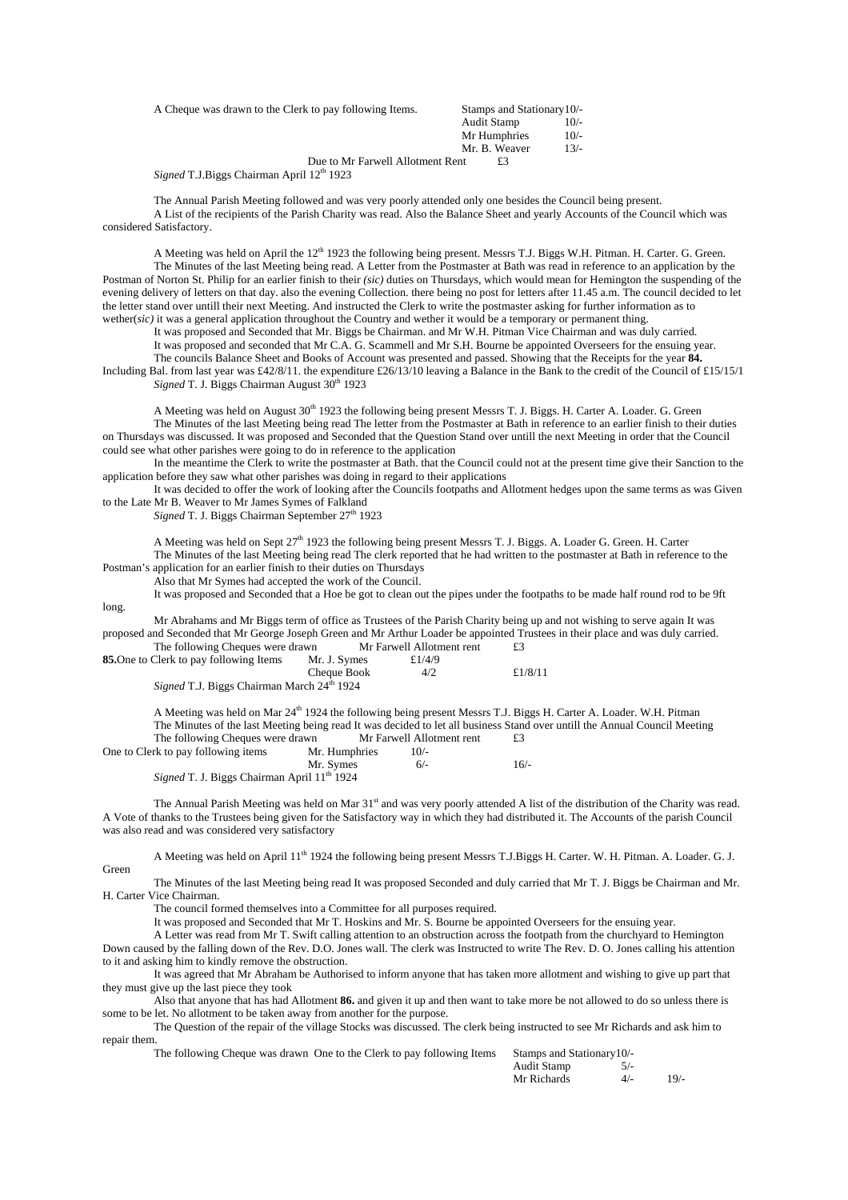A Cheque was drawn to the Clerk to pay following Items.

| | |
|---|---|
| Stamps and Stationary | 10/- |
| Audit Stamp | 10/- |
| Mr Humphries | 10/- |
| Mr. B. Weaver | 13/- |

Due to Mr Farwell Allotment Rent £3

*Signed* T.J.Biggs Chairman April 12th 1923

The Annual Parish Meeting followed and was very poorly attended only one besides the Council being present.

A List of the recipients of the Parish Charity was read. Also the Balance Sheet and yearly Accounts of the Council which was considered Satisfactory.

A Meeting was held on April the 12th 1923 the following being present. Messrs T.J. Biggs W.H. Pitman. H. Carter. G. Green.

The Minutes of the last Meeting being read. A Letter from the Postmaster at Bath was read in reference to an application by the Postman of Norton St. Philip for an earlier finish to their *(sic)* duties on Thursdays, which would mean for Hemington the suspending of the evening delivery of letters on that day. also the evening Collection. there being no post for letters after 11.45 a.m. The council decided to let the letter stand over untill their next Meeting. And instructed the Clerk to write the postmaster asking for further information as to wether(*sic)* it was a general application throughout the Country and wether it would be a temporary or permanent thing.

It was proposed and Seconded that Mr. Biggs be Chairman. and Mr W.H. Pitman Vice Chairman and was duly carried.

It was proposed and seconded that Mr C.A. G. Scammell and Mr S.H. Bourne be appointed Overseers for the ensuing year.

The councils Balance Sheet and Books of Account was presented and passed. Showing that the Receipts for the year **84.** Including Bal. from last year was £42/8/11. the expenditure £26/13/10 leaving a Balance in the Bank to the credit of the Council of £15/15/1

*Signed* T. J. Biggs Chairman August 30th 1923

A Meeting was held on August 30th 1923 the following being present Messrs T. J. Biggs. H. Carter A. Loader. G. Green

The Minutes of the last Meeting being read The letter from the Postmaster at Bath in reference to an earlier finish to their duties on Thursdays was discussed. It was proposed and Seconded that the Question Stand over untill the next Meeting in order that the Council could see what other parishes were going to do in reference to the application

In the meantime the Clerk to write the postmaster at Bath. that the Council could not at the present time give their Sanction to the application before they saw what other parishes was doing in regard to their applications

It was decided to offer the work of looking after the Councils footpaths and Allotment hedges upon the same terms as was Given to the Late Mr B. Weaver to Mr James Symes of Falkland

*Signed* T. J. Biggs Chairman September 27th 1923

A Meeting was held on Sept 27th 1923 the following being present Messrs T. J. Biggs. A. Loader G. Green. H. Carter

The Minutes of the last Meeting being read The clerk reported that he had written to the postmaster at Bath in reference to the Postman's application for an earlier finish to their duties on Thursdays

Also that Mr Symes had accepted the work of the Council.

It was proposed and Seconded that a Hoe be got to clean out the pipes under the footpaths to be made half round rod to be 9ft long.

Mr Abrahams and Mr Biggs term of office as Trustees of the Parish Charity being up and not wishing to serve again It was proposed and Seconded that Mr George Joseph Green and Mr Arthur Loader be appointed Trustees in their place and was duly carried.

The following Cheques were drawn Mr Farwell Allotment rent £3

**85.**One to Clerk to pay following Items

| | | |
|---|---|---|
| Mr. J. Symes | £1/4/9 | |
| Cheque Book | 4/2 | £1/8/11 |

*Signed* T.J. Biggs Chairman March 24th 1924

A Meeting was held on Mar 24th 1924 the following being present Messrs T.J. Biggs H. Carter A. Loader. W.H. Pitman

The Minutes of the last Meeting being read It was decided to let all business Stand over untill the Annual Council Meeting

The following Cheques were drawn Mr Farwell Allotment rent £3

One to Clerk to pay following items

| | | |
|---|---|---|
| Mr. Humphries | 10/- | |
| Mr. Symes | 6/- | 16/- |

*Signed* T. J. Biggs Chairman April 11th 1924

The Annual Parish Meeting was held on Mar 31st and was very poorly attended A list of the distribution of the Charity was read. A Vote of thanks to the Trustees being given for the Satisfactory way in which they had distributed it. The Accounts of the parish Council was also read and was considered very satisfactory

A Meeting was held on April 11th 1924 the following being present Messrs T.J.Biggs H. Carter. W. H. Pitman. A. Loader. G. J. Green

The Minutes of the last Meeting being read It was proposed Seconded and duly carried that Mr T. J. Biggs be Chairman and Mr. H. Carter Vice Chairman.

The council formed themselves into a Committee for all purposes required.

It was proposed and Seconded that Mr T. Hoskins and Mr. S. Bourne be appointed Overseers for the ensuing year.

A Letter was read from Mr T. Swift calling attention to an obstruction across the footpath from the churchyard to Hemington Down caused by the falling down of the Rev. D.O. Jones wall. The clerk was Instructed to write The Rev. D. O. Jones calling his attention to it and asking him to kindly remove the obstruction.

It was agreed that Mr Abraham be Authorised to inform anyone that has taken more allotment and wishing to give up part that they must give up the last piece they took

Also that anyone that has had Allotment **86.** and given it up and then want to take more be not allowed to do so unless there is some to be let. No allotment to be taken away from another for the purpose.

The Question of the repair of the village Stocks was discussed. The clerk being instructed to see Mr Richards and ask him to repair them.

The following Cheque was drawn One to the Clerk to pay following Items

| | | |
|---|---|---|
| Stamps and Stationary | 10/- | |
| Audit Stamp | 5/- | |
| Mr Richards | 4/- | 19/- |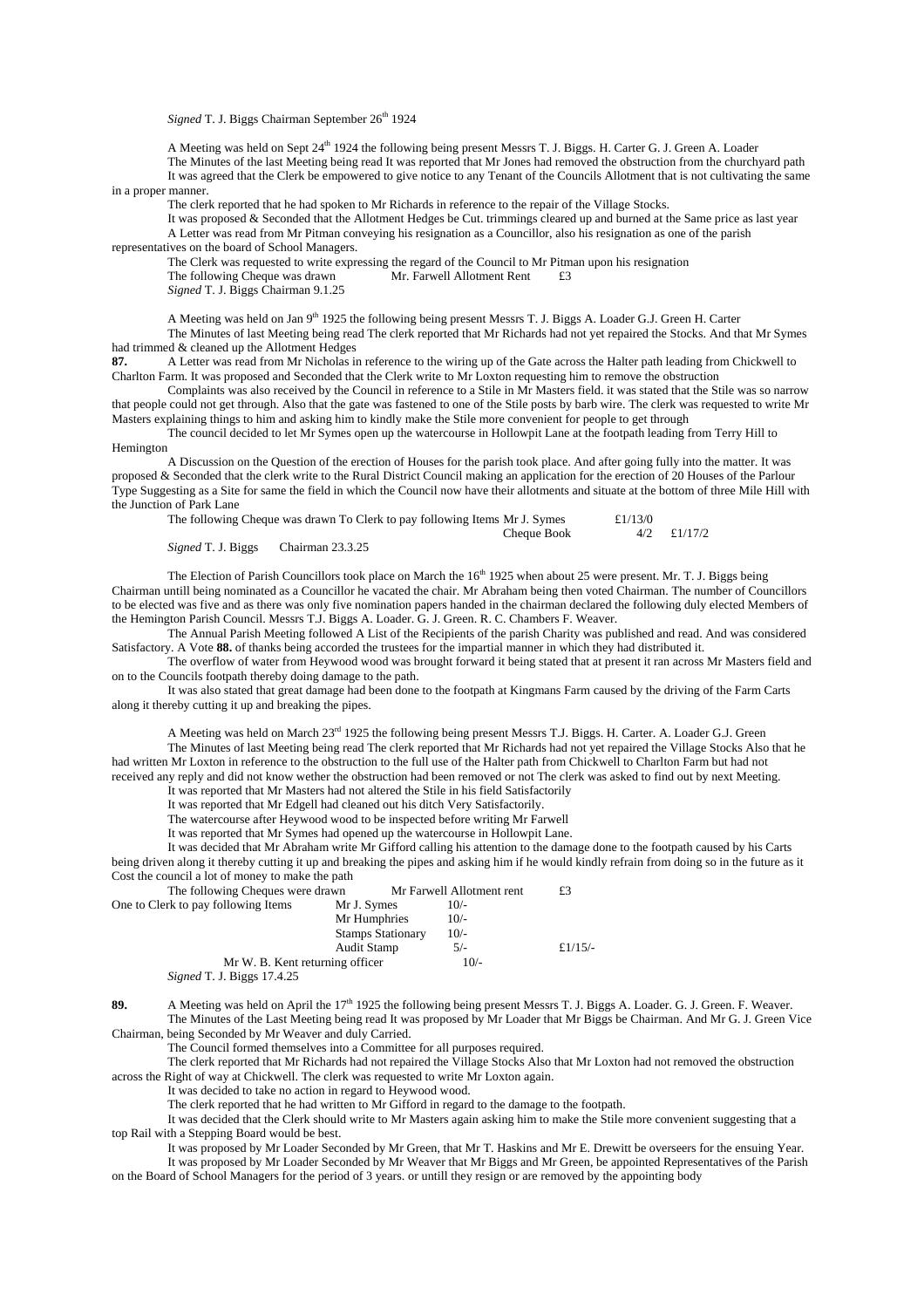*Signed* T. J. Biggs Chairman September 26th 1924

A Meeting was held on Sept 24th 1924 the following being present Messrs T. J. Biggs. H. Carter G. J. Green A. Loader

The Minutes of the last Meeting being read It was reported that Mr Jones had removed the obstruction from the churchyard path

It was agreed that the Clerk be empowered to give notice to any Tenant of the Councils Allotment that is not cultivating the same in a proper manner.

The clerk reported that he had spoken to Mr Richards in reference to the repair of the Village Stocks.

It was proposed & Seconded that the Allotment Hedges be Cut. trimmings cleared up and burned at the Same price as last year

A Letter was read from Mr Pitman conveying his resignation as a Councillor, also his resignation as one of the parish representatives on the board of School Managers.

The Clerk was requested to write expressing the regard of the Council to Mr Pitman upon his resignation

The following Cheque was drawn Mr. Farwell Allotment Rent £3

*Signed* T. J. Biggs Chairman 9.1.25

A Meeting was held on Jan 9th 1925 the following being present Messrs T. J. Biggs A. Loader G.J. Green H. Carter

The Minutes of last Meeting being read The clerk reported that Mr Richards had not yet repaired the Stocks. And that Mr Symes had trimmed & cleaned up the Allotment Hedges

**87.** A Letter was read from Mr Nicholas in reference to the wiring up of the Gate across the Halter path leading from Chickwell to Charlton Farm. It was proposed and Seconded that the Clerk write to Mr Loxton requesting him to remove the obstruction

Complaints was also received by the Council in reference to a Stile in Mr Masters field. it was stated that the Stile was so narrow that people could not get through. Also that the gate was fastened to one of the Stile posts by barb wire. The clerk was requested to write Mr Masters explaining things to him and asking him to kindly make the Stile more convenient for people to get through

The council decided to let Mr Symes open up the watercourse in Hollowpit Lane at the footpath leading from Terry Hill to Hemington

A Discussion on the Question of the erection of Houses for the parish took place. And after going fully into the matter. It was proposed & Seconded that the clerk write to the Rural District Council making an application for the erection of 20 Houses of the Parlour Type Suggesting as a Site for same the field in which the Council now have their allotments and situate at the bottom of three Mile Hill with the Junction of Park Lane

| The following Cheque was drawn To Clerk to pay following Items Mr J. Symes | £1/13/0 | |
|---|---|---|
| Cheque Book | 4/2 | £1/17/2 |

*Signed* T. J. Biggs Chairman 23.3.25

The Election of Parish Councillors took place on March the 16th 1925 when about 25 were present. Mr. T. J. Biggs being Chairman untill being nominated as a Councillor he vacated the chair. Mr Abraham being then voted Chairman. The number of Councillors to be elected was five and as there was only five nomination papers handed in the chairman declared the following duly elected Members of the Hemington Parish Council. Messrs T.J. Biggs A. Loader. G. J. Green. R. C. Chambers F. Weaver.

The Annual Parish Meeting followed A List of the Recipients of the parish Charity was published and read. And was considered Satisfactory. A Vote **88.** of thanks being accorded the trustees for the impartial manner in which they had distributed it.

The overflow of water from Heywood wood was brought forward it being stated that at present it ran across Mr Masters field and on to the Councils footpath thereby doing damage to the path.

It was also stated that great damage had been done to the footpath at Kingmans Farm caused by the driving of the Farm Carts along it thereby cutting it up and breaking the pipes.

A Meeting was held on March 23rd 1925 the following being present Messrs T.J. Biggs. H. Carter. A. Loader G.J. Green

The Minutes of last Meeting being read The clerk reported that Mr Richards had not yet repaired the Village Stocks Also that he had written Mr Loxton in reference to the obstruction to the full use of the Halter path from Chickwell to Charlton Farm but had not received any reply and did not know wether the obstruction had been removed or not The clerk was asked to find out by next Meeting.

It was reported that Mr Masters had not altered the Stile in his field Satisfactorily

It was reported that Mr Edgell had cleaned out his ditch Very Satisfactorily.

The watercourse after Heywood wood to be inspected before writing Mr Farwell

It was reported that Mr Symes had opened up the watercourse in Hollowpit Lane.

It was decided that Mr Abraham write Mr Gifford calling his attention to the damage done to the footpath caused by his Carts being driven along it thereby cutting it up and breaking the pipes and asking him if he would kindly refrain from doing so in the future as it Cost the council a lot of money to make the path

| The following Cheques were drawn | Mr Farwell Allotment rent | | £3 |
|---|---|---|---|
| One to Clerk to pay following Items | Mr J. Symes | 10/- | |
| | Mr Humphries | 10/- | |
| | Stamps Stationary | 10/- | |
| | Audit Stamp | 5/- | £1/15/- |
| Mr W. B. Kent returning officer | | 10/- | |

*Signed* T. J. Biggs 17.4.25

**89.** A Meeting was held on April the 17th 1925 the following being present Messrs T. J. Biggs A. Loader. G. J. Green. F. Weaver.

The Minutes of the Last Meeting being read It was proposed by Mr Loader that Mr Biggs be Chairman. And Mr G. J. Green Vice Chairman, being Seconded by Mr Weaver and duly Carried.

The Council formed themselves into a Committee for all purposes required.

The clerk reported that Mr Richards had not repaired the Village Stocks Also that Mr Loxton had not removed the obstruction across the Right of way at Chickwell. The clerk was requested to write Mr Loxton again.

It was decided to take no action in regard to Heywood wood.

The clerk reported that he had written to Mr Gifford in regard to the damage to the footpath.

It was decided that the Clerk should write to Mr Masters again asking him to make the Stile more convenient suggesting that a top Rail with a Stepping Board would be best.

It was proposed by Mr Loader Seconded by Mr Green, that Mr T. Haskins and Mr E. Drewitt be overseers for the ensuing Year.

It was proposed by Mr Loader Seconded by Mr Weaver that Mr Biggs and Mr Green, be appointed Representatives of the Parish on the Board of School Managers for the period of 3 years. or untill they resign or are removed by the appointing body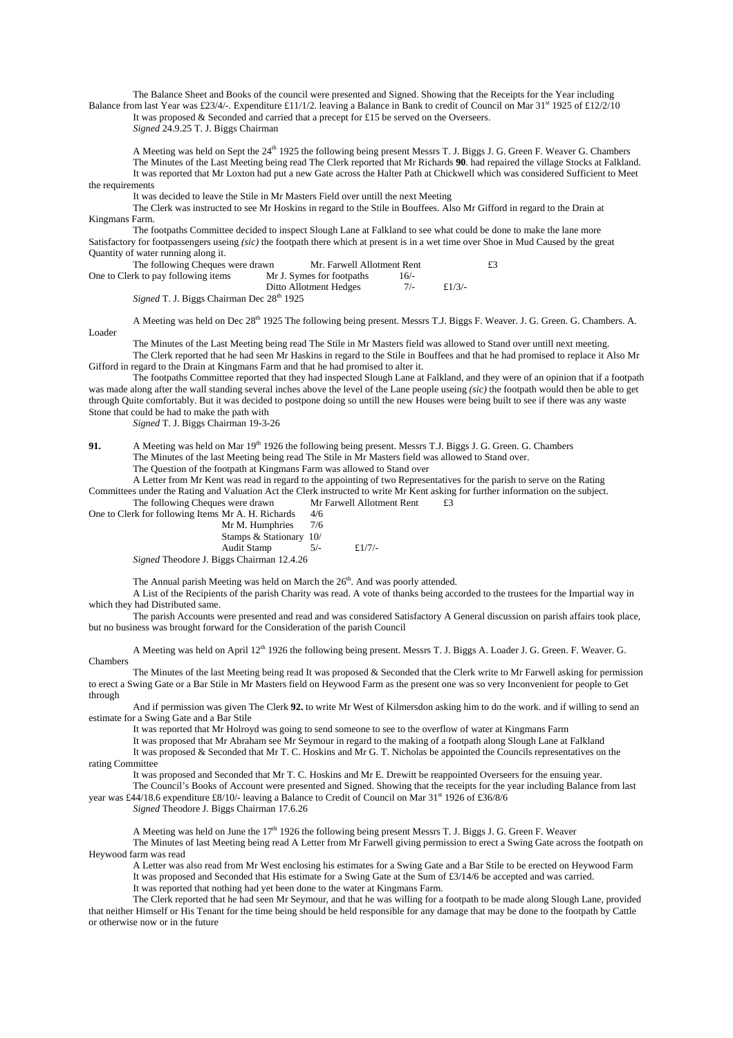The Balance Sheet and Books of the council were presented and Signed. Showing that the Receipts for the Year including Balance from last Year was £23/4/-. Expenditure £11/1/2. leaving a Balance in Bank to credit of Council on Mar 31st 1925 of £12/2/10

It was proposed & Seconded and carried that a precept for £15 be served on the Overseers.

*Signed* 24.9.25 T. J. Biggs Chairman

A Meeting was held on Sept the 24th 1925 the following being present Messrs T. J. Biggs J. G. Green F. Weaver G. Chambers

The Minutes of the Last Meeting being read The Clerk reported that Mr Richards **90**. had repaired the village Stocks at Falkland.

It was reported that Mr Loxton had put a new Gate across the Halter Path at Chickwell which was considered Sufficient to Meet the requirements

It was decided to leave the Stile in Mr Masters Field over untill the next Meeting

The Clerk was instructed to see Mr Hoskins in regard to the Stile in Bouffees. Also Mr Gifford in regard to the Drain at Kingmans Farm.

The footpaths Committee decided to inspect Slough Lane at Falkland to see what could be done to make the lane more Satisfactory for footpassengers useing *(sic)* the footpath there which at present is in a wet time over Shoe in Mud Caused by the great Quantity of water running along it.

| The following Cheques were drawn | Mr. Farwell Allotment Rent | | £3 |
|---|---|---|---|
| One to Clerk to pay following items | Mr J. Symes for footpaths | 16/- | |
| | Ditto Allotment Hedges | 7/- | £1/3/- |

*Signed* T. J. Biggs Chairman Dec 28th 1925

A Meeting was held on Dec 28th 1925 The following being present. Messrs T.J. Biggs F. Weaver. J. G. Green. G. Chambers. A. Loader

The Minutes of the Last Meeting being read The Stile in Mr Masters field was allowed to Stand over untill next meeting.

The Clerk reported that he had seen Mr Haskins in regard to the Stile in Bouffees and that he had promised to replace it Also Mr Gifford in regard to the Drain at Kingmans Farm and that he had promised to alter it.

The footpaths Committee reported that they had inspected Slough Lane at Falkland, and they were of an opinion that if a footpath was made along after the wall standing several inches above the level of the Lane people useing *(sic)* the footpath would then be able to get through Quite comfortably. But it was decided to postpone doing so untill the new Houses were being built to see if there was any waste Stone that could be had to make the path with

*Signed* T. J. Biggs Chairman 19-3-26

**91.** A Meeting was held on Mar 19th 1926 the following being present. Messrs T.J. Biggs J. G. Green. G. Chambers

The Minutes of the last Meeting being read The Stile in Mr Masters field was allowed to Stand over.

The Question of the footpath at Kingmans Farm was allowed to Stand over

A Letter from Mr Kent was read in regard to the appointing of two Representatives for the parish to serve on the Rating Committees under the Rating and Valuation Act the Clerk instructed to write Mr Kent asking for further information on the subject.

| The following Cheques were drawn | Mr Farwell Allotment Rent | £3 |
|---|---|---|
| One to Clerk for following Items Mr A. H. Richards | 4/6 | |
| Mr M. Humphries | 7/6 | |
| Stamps & Stationary | 10/ | |
| Audit Stamp | 5/- | £1/7/- |

*Signed* Theodore J. Biggs Chairman 12.4.26

The Annual parish Meeting was held on March the 26th. And was poorly attended.

A List of the Recipients of the parish Charity was read. A vote of thanks being accorded to the trustees for the Impartial way in which they had Distributed same.

The parish Accounts were presented and read and was considered Satisfactory A General discussion on parish affairs took place, but no business was brought forward for the Consideration of the parish Council

A Meeting was held on April 12th 1926 the following being present. Messrs T. J. Biggs A. Loader J. G. Green. F. Weaver. G. Chambers

The Minutes of the last Meeting being read It was proposed & Seconded that the Clerk write to Mr Farwell asking for permission to erect a Swing Gate or a Bar Stile in Mr Masters field on Heywood Farm as the present one was so very Inconvenient for people to Get through

And if permission was given The Clerk **92.** to write Mr West of Kilmersdon asking him to do the work. and if willing to send an estimate for a Swing Gate and a Bar Stile

It was reported that Mr Holroyd was going to send someone to see to the overflow of water at Kingmans Farm

It was proposed that Mr Abraham see Mr Seymour in regard to the making of a footpath along Slough Lane at Falkland

It was proposed & Seconded that Mr T. C. Hoskins and Mr G. T. Nicholas be appointed the Councils representatives on the rating Committee

It was proposed and Seconded that Mr T. C. Hoskins and Mr E. Drewitt be reappointed Overseers for the ensuing year.

The Council's Books of Account were presented and Signed. Showing that the receipts for the year including Balance from last year was £44/18.6 expenditure £8/10/- leaving a Balance to Credit of Council on Mar 31st 1926 of £36/8/6

*Signed* Theodore J. Biggs Chairman 17.6.26

A Meeting was held on June the 17th 1926 the following being present Messrs T. J. Biggs J. G. Green F. Weaver

The Minutes of last Meeting being read A Letter from Mr Farwell giving permission to erect a Swing Gate across the footpath on Heywood farm was read

A Letter was also read from Mr West enclosing his estimates for a Swing Gate and a Bar Stile to be erected on Heywood Farm

It was proposed and Seconded that His estimate for a Swing Gate at the Sum of £3/14/6 be accepted and was carried.

It was reported that nothing had yet been done to the water at Kingmans Farm.

The Clerk reported that he had seen Mr Seymour, and that he was willing for a footpath to be made along Slough Lane, provided that neither Himself or His Tenant for the time being should be held responsible for any damage that may be done to the footpath by Cattle or otherwise now or in the future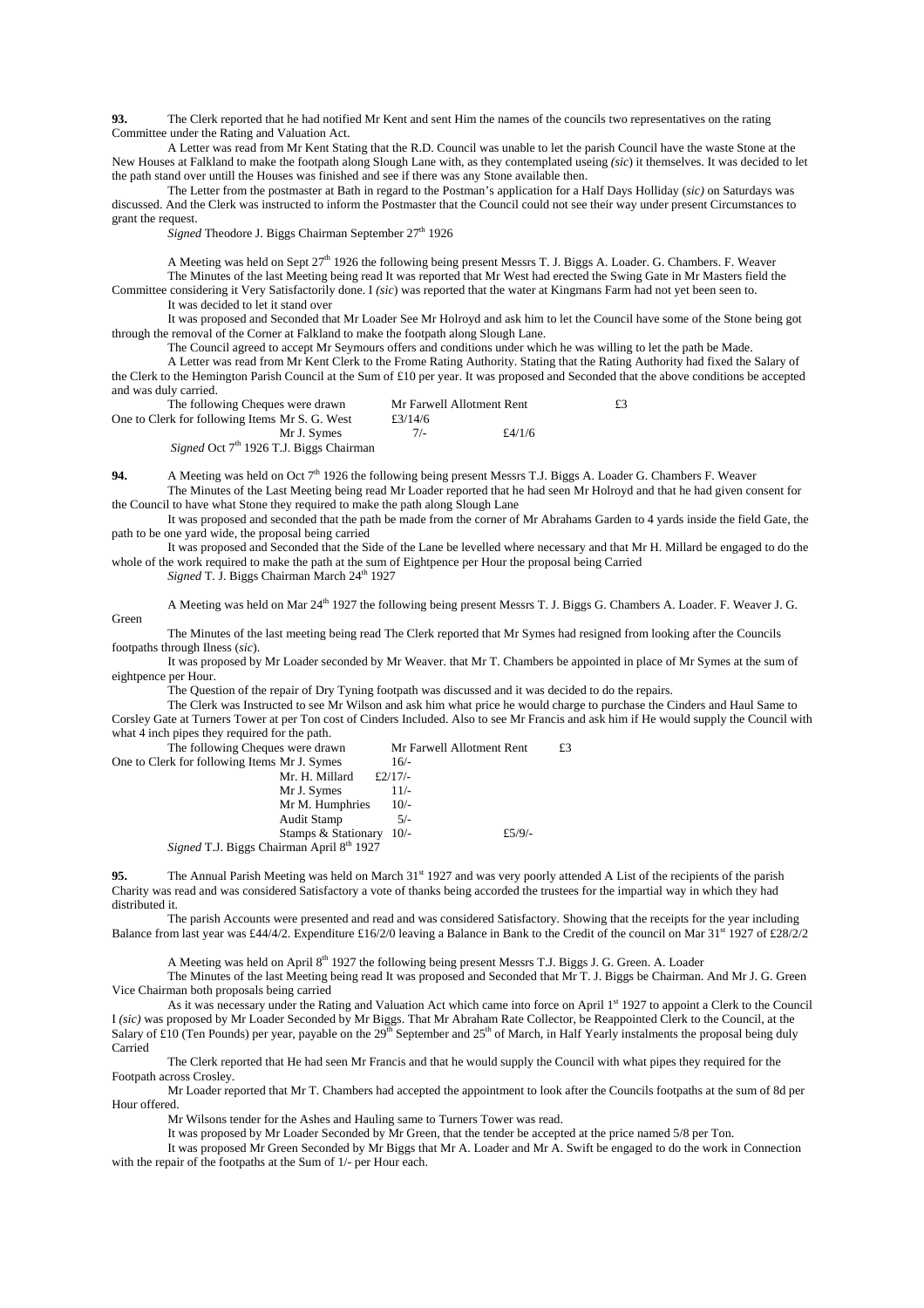**93.** The Clerk reported that he had notified Mr Kent and sent Him the names of the councils two representatives on the rating Committee under the Rating and Valuation Act.

A Letter was read from Mr Kent Stating that the R.D. Council was unable to let the parish Council have the waste Stone at the New Houses at Falkland to make the footpath along Slough Lane with, as they contemplated useing *(sic)* it themselves. It was decided to let the path stand over untill the Houses was finished and see if there was any Stone available then.

The Letter from the postmaster at Bath in regard to the Postman's application for a Half Days Holliday *(sic)* on Saturdays was discussed. And the Clerk was instructed to inform the Postmaster that the Council could not see their way under present Circumstances to grant the request.

*Signed* Theodore J. Biggs Chairman September 27th 1926

A Meeting was held on Sept 27th 1926 the following being present Messrs T. J. Biggs A. Loader. G. Chambers. F. Weaver

The Minutes of the last Meeting being read It was reported that Mr West had erected the Swing Gate in Mr Masters field the Committee considering it Very Satisfactorily done. I *(sic)* was reported that the water at Kingmans Farm had not yet been seen to.

It was decided to let it stand over

It was proposed and Seconded that Mr Loader See Mr Holroyd and ask him to let the Council have some of the Stone being got through the removal of the Corner at Falkland to make the footpath along Slough Lane.

The Council agreed to accept Mr Seymours offers and conditions under which he was willing to let the path be Made.

A Letter was read from Mr Kent Clerk to the Frome Rating Authority. Stating that the Rating Authority had fixed the Salary of the Clerk to the Hemington Parish Council at the Sum of £10 per year. It was proposed and Seconded that the above conditions be accepted and was duly carried.

| The following Cheques were drawn | Mr Farwell Allotment Rent | | £3 |
|---|---|---|---|
| One to Clerk for following Items Mr S. G. West | £3/14/6 | | |
| Mr J. Symes | 7/- | £4/1/6 | |

*Signed* Oct 7th 1926 T.J. Biggs Chairman

**94.** A Meeting was held on Oct 7th 1926 the following being present Messrs T.J. Biggs A. Loader G. Chambers F. Weaver

The Minutes of the Last Meeting being read Mr Loader reported that he had seen Mr Holroyd and that he had given consent for the Council to have what Stone they required to make the path along Slough Lane

It was proposed and seconded that the path be made from the corner of Mr Abrahams Garden to 4 yards inside the field Gate, the path to be one yard wide, the proposal being carried

It was proposed and Seconded that the Side of the Lane be levelled where necessary and that Mr H. Millard be engaged to do the whole of the work required to make the path at the sum of Eightpence per Hour the proposal being Carried

*Signed* T. J. Biggs Chairman March 24th 1927

A Meeting was held on Mar 24th 1927 the following being present Messrs T. J. Biggs G. Chambers A. Loader. F. Weaver J. G. Green

The Minutes of the last meeting being read The Clerk reported that Mr Symes had resigned from looking after the Councils footpaths through Ilness (*sic*).

It was proposed by Mr Loader seconded by Mr Weaver. that Mr T. Chambers be appointed in place of Mr Symes at the sum of eightpence per Hour.

The Question of the repair of Dry Tyning footpath was discussed and it was decided to do the repairs.

The Clerk was Instructed to see Mr Wilson and ask him what price he would charge to purchase the Cinders and Haul Same to Corsley Gate at Turners Tower at per Ton cost of Cinders Included. Also to see Mr Francis and ask him if He would supply the Council with what 4 inch pipes they required for the path.

| The following Cheques were drawn | Mr Farwell Allotment Rent | | £3 |
|---|---|---|---|
| One to Clerk for following Items Mr J. Symes | 16/- | | |
| Mr. H. Millard | £2/17/- | | |
| Mr J. Symes | 11/- | | |
| Mr M. Humphries | 10/- | | |
| Audit Stamp | 5/- | | |
| Stamps & Stationary | 10/- | £5/9/- | |

*Signed* T.J. Biggs Chairman April 8th 1927

**95.** The Annual Parish Meeting was held on March 31st 1927 and was very poorly attended A List of the recipients of the parish Charity was read and was considered Satisfactory a vote of thanks being accorded the trustees for the impartial way in which they had distributed it.

The parish Accounts were presented and read and was considered Satisfactory. Showing that the receipts for the year including Balance from last year was £44/4/2. Expenditure £16/2/0 leaving a Balance in Bank to the Credit of the council on Mar 31st 1927 of £28/2/2

A Meeting was held on April 8th 1927 the following being present Messrs T.J. Biggs J. G. Green. A. Loader

The Minutes of the last Meeting being read It was proposed and Seconded that Mr T. J. Biggs be Chairman. And Mr J. G. Green Vice Chairman both proposals being carried

As it was necessary under the Rating and Valuation Act which came into force on April 1st 1927 to appoint a Clerk to the Council I *(sic)* was proposed by Mr Loader Seconded by Mr Biggs. That Mr Abraham Rate Collector, be Reappointed Clerk to the Council, at the Salary of £10 (Ten Pounds) per year, payable on the 29th September and 25th of March, in Half Yearly instalments the proposal being duly Carried

The Clerk reported that He had seen Mr Francis and that he would supply the Council with what pipes they required for the Footpath across Crosley.

Mr Loader reported that Mr T. Chambers had accepted the appointment to look after the Councils footpaths at the sum of 8d per Hour offered.

Mr Wilsons tender for the Ashes and Hauling same to Turners Tower was read.

It was proposed by Mr Loader Seconded by Mr Green, that the tender be accepted at the price named 5/8 per Ton.

It was proposed Mr Green Seconded by Mr Biggs that Mr A. Loader and Mr A. Swift be engaged to do the work in Connection with the repair of the footpaths at the Sum of 1/- per Hour each.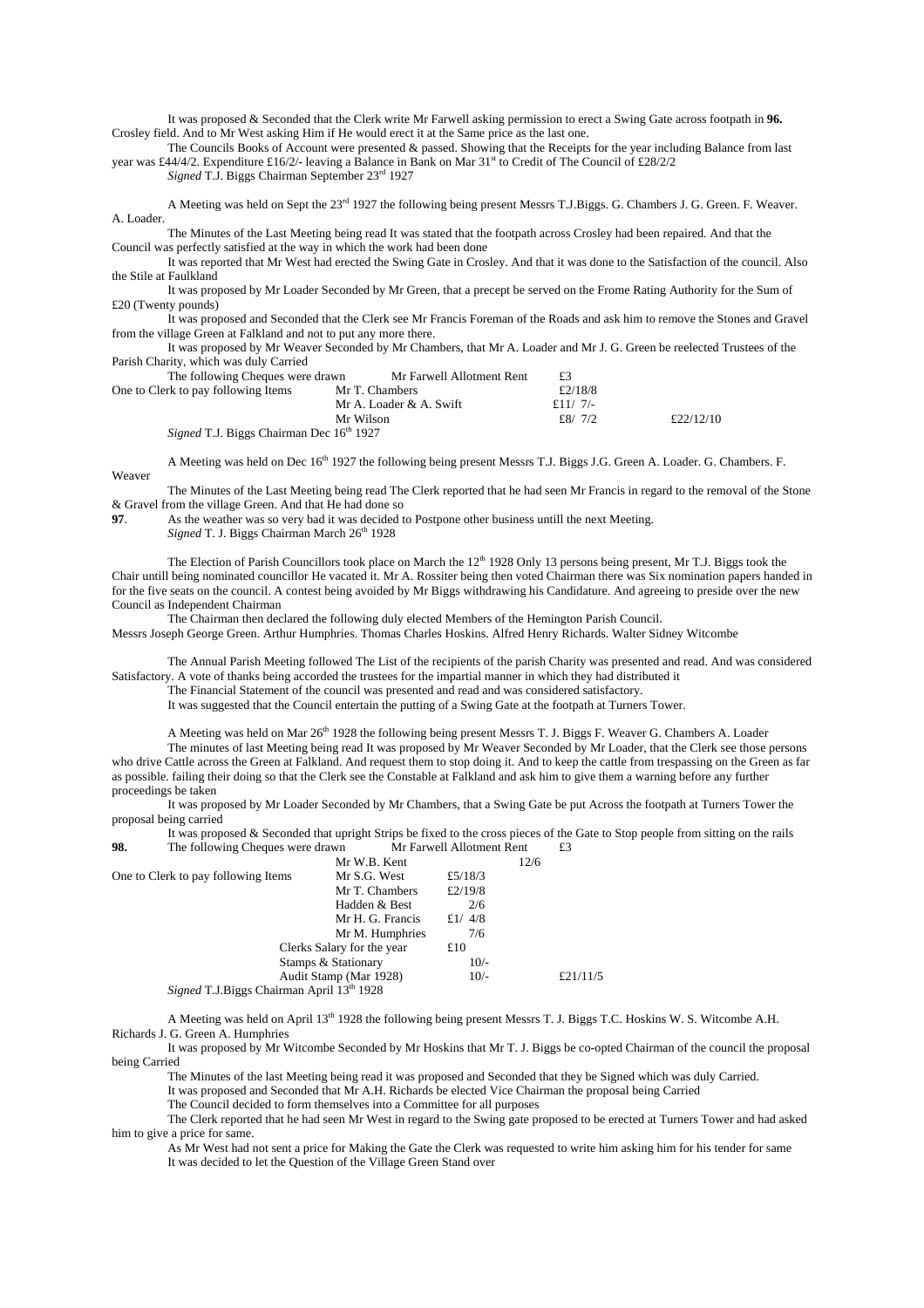It was proposed & Seconded that the Clerk write Mr Farwell asking permission to erect a Swing Gate across footpath in **96.** Crosley field. And to Mr West asking Him if He would erect it at the Same price as the last one.

The Councils Books of Account were presented & passed. Showing that the Receipts for the year including Balance from last year was £44/4/2. Expenditure £16/2/- leaving a Balance in Bank on Mar 31st to Credit of The Council of £28/2/2

*Signed* T.J. Biggs Chairman September 23rd 1927

A Meeting was held on Sept the 23rd 1927 the following being present Messrs T.J.Biggs. G. Chambers J. G. Green. F. Weaver. A. Loader.

The Minutes of the Last Meeting being read It was stated that the footpath across Crosley had been repaired. And that the Council was perfectly satisfied at the way in which the work had been done

It was reported that Mr West had erected the Swing Gate in Crosley. And that it was done to the Satisfaction of the council. Also the Stile at Faulkland

It was proposed by Mr Loader Seconded by Mr Green, that a precept be served on the Frome Rating Authority for the Sum of £20 (Twenty pounds)

It was proposed and Seconded that the Clerk see Mr Francis Foreman of the Roads and ask him to remove the Stones and Gravel from the village Green at Falkland and not to put any more there.

It was proposed by Mr Weaver Seconded by Mr Chambers, that Mr A. Loader and Mr J. G. Green be reelected Trustees of the Parish Charity, which was duly Carried

| | | | |
|---|---|---|---|
| The following Cheques were drawn | Mr Farwell Allotment Rent | £3 | |
| One to Clerk to pay following Items | Mr T. Chambers | £2/18/8 | |
| | Mr A. Loader & A. Swift | £11/ 7/- | |
| | Mr Wilson | £8/ 7/2 | £22/12/10 |

*Signed* T.J. Biggs Chairman Dec 16th 1927

A Meeting was held on Dec 16th 1927 the following being present Messrs T.J. Biggs J.G. Green A. Loader. G. Chambers. F. Weaver

The Minutes of the Last Meeting being read The Clerk reported that he had seen Mr Francis in regard to the removal of the Stone & Gravel from the village Green. And that He had done so

**97**. As the weather was so very bad it was decided to Postpone other business untill the next Meeting.

*Signed* T. J. Biggs Chairman March 26th 1928

The Election of Parish Councillors took place on March the 12th 1928 Only 13 persons being present, Mr T.J. Biggs took the Chair untill being nominated councillor He vacated it. Mr A. Rossiter being then voted Chairman there was Six nomination papers handed in for the five seats on the council. A contest being avoided by Mr Biggs withdrawing his Candidature. And agreeing to preside over the new Council as Independent Chairman

The Chairman then declared the following duly elected Members of the Hemington Parish Council.

Messrs Joseph George Green. Arthur Humphries. Thomas Charles Hoskins. Alfred Henry Richards. Walter Sidney Witcombe

The Annual Parish Meeting followed The List of the recipients of the parish Charity was presented and read. And was considered Satisfactory. A vote of thanks being accorded the trustees for the impartial manner in which they had distributed it

The Financial Statement of the council was presented and read and was considered satisfactory.

It was suggested that the Council entertain the putting of a Swing Gate at the footpath at Turners Tower.

A Meeting was held on Mar 26th 1928 the following being present Messrs T. J. Biggs F. Weaver G. Chambers A. Loader

The minutes of last Meeting being read It was proposed by Mr Weaver Seconded by Mr Loader, that the Clerk see those persons who drive Cattle across the Green at Falkland. And request them to stop doing it. And to keep the cattle from trespassing on the Green as far as possible. failing their doing so that the Clerk see the Constable at Falkland and ask him to give them a warning before any further proceedings be taken

It was proposed by Mr Loader Seconded by Mr Chambers, that a Swing Gate be put Across the footpath at Turners Tower the proposal being carried

It was proposed & Seconded that upright Strips be fixed to the cross pieces of the Gate to Stop people from sitting on the rails

| | | | | |
|---|---|---|---|---|
| **98.** The following Cheques were drawn | Mr Farwell Allotment Rent | | £3 | |
| | Mr W.B. Kent | | 12/6 | |
| One to Clerk to pay following Items | Mr S.G. West | £5/18/3 | | |
| | Mr T. Chambers | £2/19/8 | | |
| | Hadden & Best | 2/6 | | |
| | Mr H. G. Francis | £1/ 4/8 | | |
| | Mr M. Humphries | 7/6 | | |
| | Clerks Salary for the year | £10 | | |
| | Stamps & Stationary | 10/- | | |
| | Audit Stamp (Mar 1928) | 10/- | | £21/11/5 |

*Signed* T.J.Biggs Chairman April 13th 1928

A Meeting was held on April 13th 1928 the following being present Messrs T. J. Biggs T.C. Hoskins W. S. Witcombe A.H. Richards J. G. Green A. Humphries

It was proposed by Mr Witcombe Seconded by Mr Hoskins that Mr T. J. Biggs be co-opted Chairman of the council the proposal being Carried

The Minutes of the last Meeting being read it was proposed and Seconded that they be Signed which was duly Carried.

It was proposed and Seconded that Mr A.H. Richards be elected Vice Chairman the proposal being Carried

The Council decided to form themselves into a Committee for all purposes

The Clerk reported that he had seen Mr West in regard to the Swing gate proposed to be erected at Turners Tower and had asked him to give a price for same.

As Mr West had not sent a price for Making the Gate the Clerk was requested to write him asking him for his tender for same

It was decided to let the Question of the Village Green Stand over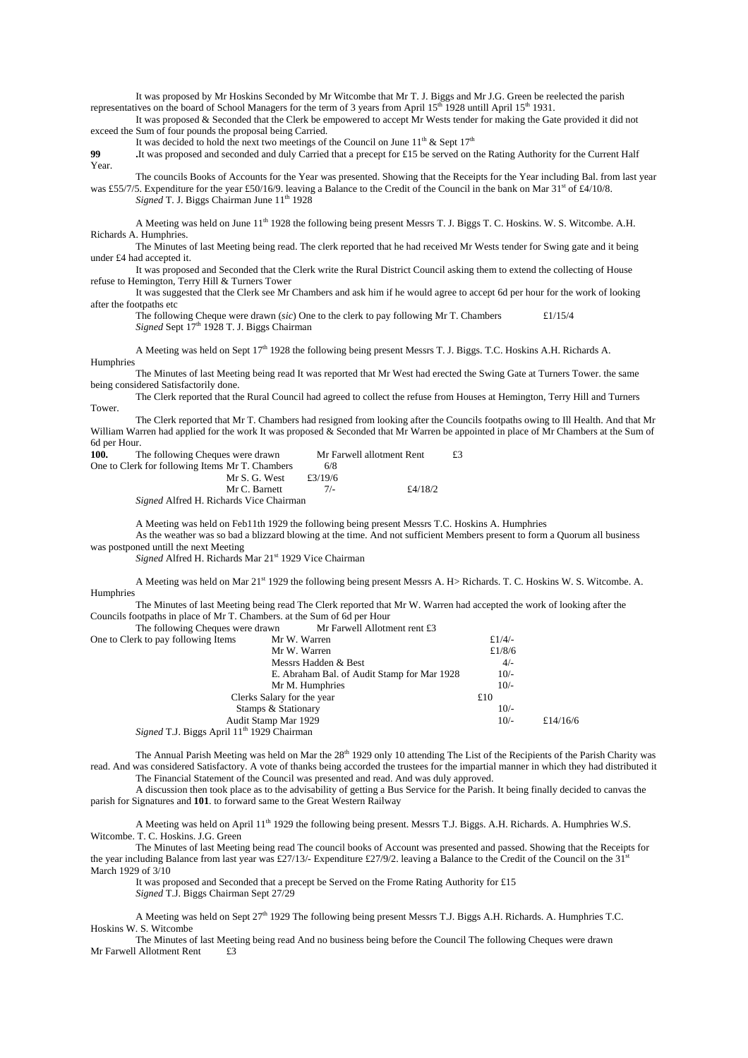It was proposed by Mr Hoskins Seconded by Mr Witcombe that Mr T. J. Biggs and Mr J.G. Green be reelected the parish representatives on the board of School Managers for the term of 3 years from April 15th 1928 untill April 15th 1931.

It was proposed & Seconded that the Clerk be empowered to accept Mr Wests tender for making the Gate provided it did not exceed the Sum of four pounds the proposal being Carried.

It was decided to hold the next two meetings of the Council on June 11th & Sept 17th

**99** .It was proposed and seconded and duly Carried that a precept for £15 be served on the Rating Authority for the Current Half Year.

The councils Books of Accounts for the Year was presented. Showing that the Receipts for the Year including Bal. from last year was £55/7/5. Expenditure for the year £50/16/9. leaving a Balance to the Credit of the Council in the bank on Mar 31st of £4/10/8.

*Signed* T. J. Biggs Chairman June 11th 1928

A Meeting was held on June 11th 1928 the following being present Messrs T. J. Biggs T. C. Hoskins. W. S. Witcombe. A.H. Richards A. Humphries.

The Minutes of last Meeting being read. The clerk reported that he had received Mr Wests tender for Swing gate and it being under £4 had accepted it.

It was proposed and Seconded that the Clerk write the Rural District Council asking them to extend the collecting of House refuse to Hemington, Terry Hill & Turners Tower

It was suggested that the Clerk see Mr Chambers and ask him if he would agree to accept 6d per hour for the work of looking after the footpaths etc

The following Cheque were drawn (*sic*) One to the clerk to pay following Mr T. Chambers £1/15/4

*Signed* Sept 17th 1928 T. J. Biggs Chairman

A Meeting was held on Sept 17th 1928 the following being present Messrs T. J. Biggs. T.C. Hoskins A.H. Richards A. Humphries

The Minutes of last Meeting being read It was reported that Mr West had erected the Swing Gate at Turners Tower. the same being considered Satisfactorily done.

The Clerk reported that the Rural Council had agreed to collect the refuse from Houses at Hemington, Terry Hill and Turners Tower.

The Clerk reported that Mr T. Chambers had resigned from looking after the Councils footpaths owing to Ill Health. And that Mr William Warren had applied for the work It was proposed & Seconded that Mr Warren be appointed in place of Mr Chambers at the Sum of 6d per Hour.

**100.** The following Cheques were drawn Mr Farwell allotment Rent £3

| One to Clerk for following Items | Mr T. Chambers | 6/8 | |
|---|---|---|---|
| | Mr S. G. West | £3/19/6 | |
| | Mr C. Barnett | 7/- | £4/18/2 |

*Signed* Alfred H. Richards Vice Chairman

A Meeting was held on Feb11th 1929 the following being present Messrs T.C. Hoskins A. Humphries

As the weather was so bad a blizzard blowing at the time. And not sufficient Members present to form a Quorum all business was postponed untill the next Meeting

*Signed* Alfred H. Richards Mar 21st 1929 Vice Chairman

A Meeting was held on Mar 21st 1929 the following being present Messrs A. H> Richards. T. C. Hoskins W. S. Witcombe. A. Humphries

The Minutes of last Meeting being read The Clerk reported that Mr W. Warren had accepted the work of looking after the Councils footpaths in place of Mr T. Chambers. at the Sum of 6d per Hour

The following Cheques were drawn Mr Farwell Allotment rent £3

| One to Clerk to pay following Items | Mr W. Warren | £1/4/- | |
|---|---|---|---|
| | Mr W. Warren | £1/8/6 | |
| | Messrs Hadden & Best | 4/- | |
| | E. Abraham Bal. of Audit Stamp for Mar 1928 | 10/- | |
| | Mr M. Humphries | 10/- | |
| | Clerks Salary for the year | £10 | |
| | Stamps & Stationary | 10/- | |
| | Audit Stamp Mar 1929 | 10/- | £14/16/6 |

*Signed* T.J. Biggs April 11th 1929 Chairman

The Annual Parish Meeting was held on Mar the 28th 1929 only 10 attending The List of the Recipients of the Parish Charity was read. And was considered Satisfactory. A vote of thanks being accorded the trustees for the impartial manner in which they had distributed it

The Financial Statement of the Council was presented and read. And was duly approved.

A discussion then took place as to the advisability of getting a Bus Service for the Parish. It being finally decided to canvas the parish for Signatures and **101**. to forward same to the Great Western Railway

A Meeting was held on April 11th 1929 the following being present. Messrs T.J. Biggs. A.H. Richards. A. Humphries W.S. Witcombe. T. C. Hoskins. J.G. Green

The Minutes of last Meeting being read The council books of Account was presented and passed. Showing that the Receipts for the year including Balance from last year was £27/13/- Expenditure £27/9/2. leaving a Balance to the Credit of the Council on the 31st March 1929 of 3/10

It was proposed and Seconded that a precept be Served on the Frome Rating Authority for £15

*Signed* T.J. Biggs Chairman Sept 27/29

A Meeting was held on Sept 27th 1929 The following being present Messrs T.J. Biggs A.H. Richards. A. Humphries T.C. Hoskins W. S. Witcombe

The Minutes of last Meeting being read And no business being before the Council The following Cheques were drawn

Mr Farwell Allotment Rent £3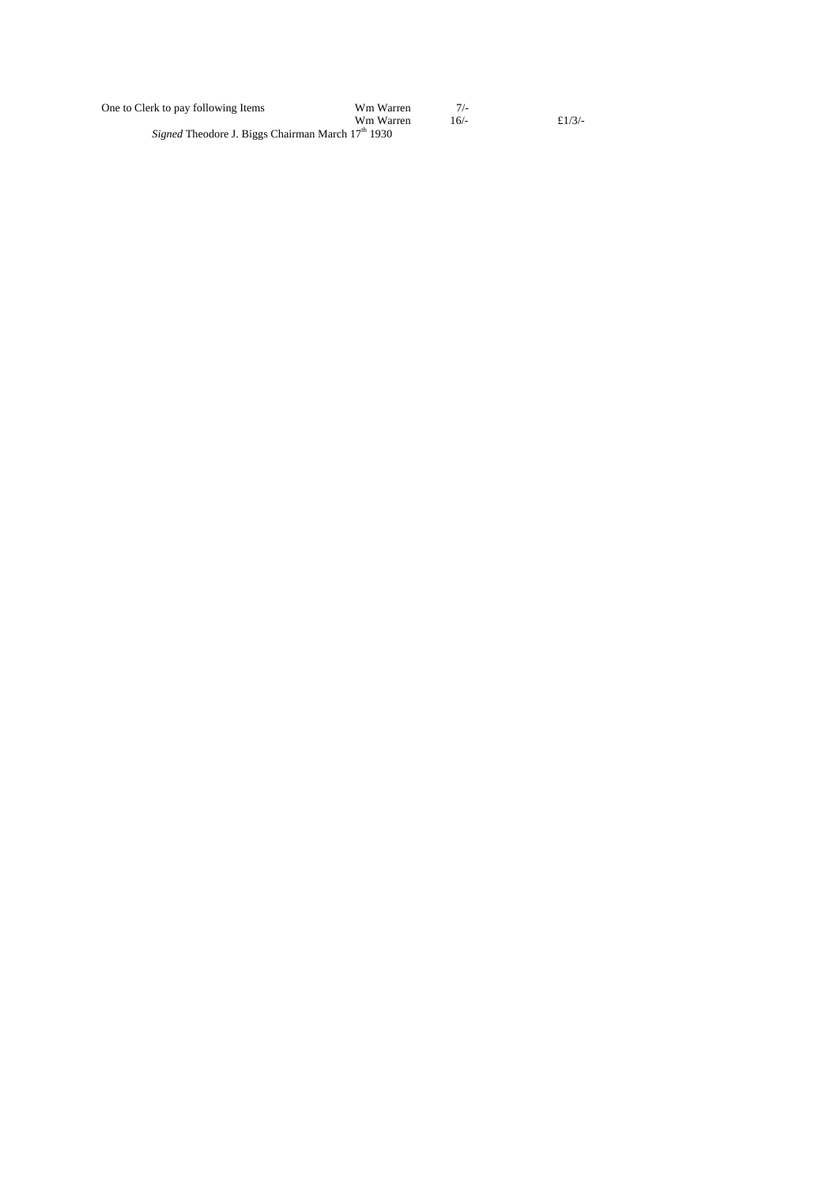| | | | |
|---|---|---|---|
| One to Clerk to pay following Items | Wm Warren | 7/- | |
| | Wm Warren | 16/- | £1/3/- |

*Signed* Theodore J. Biggs Chairman March 17th 1930